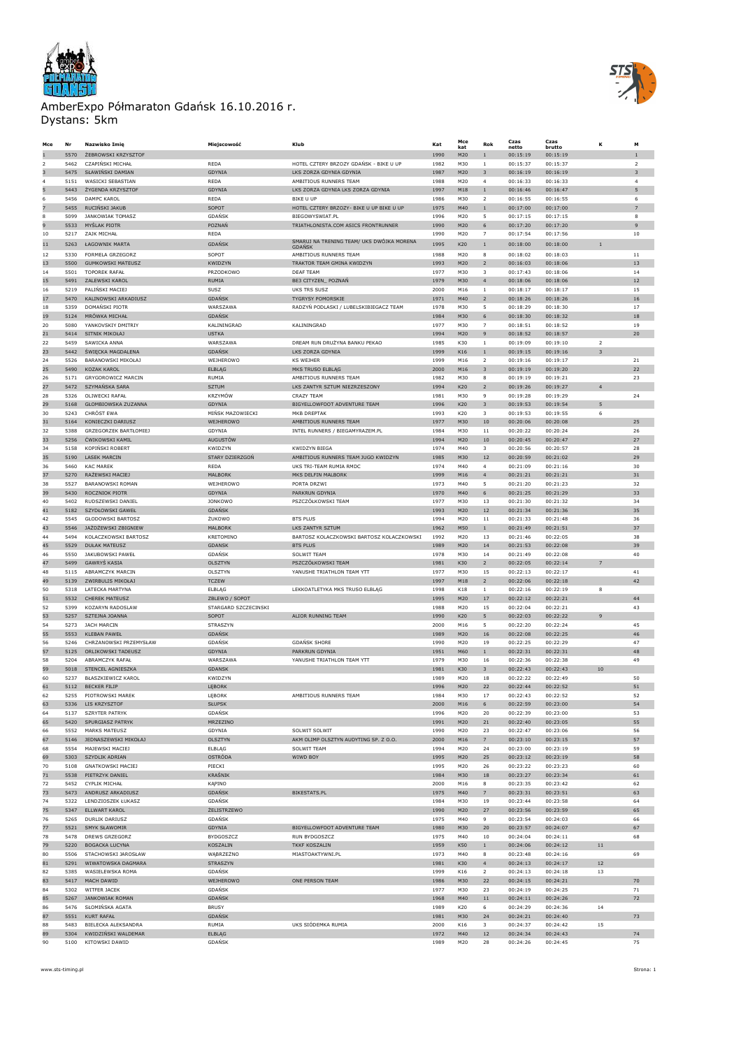# AmberExpo Półmaraton Gdańsk 16.10.2016 r.
Dystans: 5km

| Mce | Nr | Nazwisko Imię | Miejscowość | Klub | Kat | Mce kat | Rok | Czas netto | Czas brutto | K | M |
|---|---|---|---|---|---|---|---|---|---|---|---|
| 1 | 5570 | ŻEBROWSKI KRZYSZTOF | | | 1990 | M20 | 1 | 00:15:19 | 00:15:19 | | 1 |
| 2 | 5462 | CZAPIŃSKI MICHAŁ | REDA | HOTEL CZTERY BRZOZY GDAŃSK - BIKE U UP | 1982 | M30 | 1 | 00:15:37 | 00:15:37 | | 2 |
| 3 | 5475 | SŁAWIŃSKI DAMIAN | GDYNIA | LKS ZORZA GDYNIA GDYNIA | 1987 | M20 | 3 | 00:16:19 | 00:16:19 | | 3 |
| 4 | 5151 | WASICKI SEBASTIAN | REDA | AMBITIOUS RUNNERS TEAM | 1988 | M20 | 4 | 00:16:33 | 00:16:33 | | 4 |
| 5 | 5443 | ŻYGENDA KRZYSZTOF | GDYNIA | LKS ZORZA GDYNIA LKS ZORZA GDYNIA | 1997 | M18 | 1 | 00:16:46 | 00:16:47 | | 5 |
| 6 | 5456 | DAMPC KAROL | REDA | BIKE U UP | 1986 | M30 | 2 | 00:16:55 | 00:16:55 | | 6 |
| 7 | 5455 | RUCIŃSKI JAKUB | SOPOT | HOTEL CZTERY BRZOZY- BIKE U UP BIKE U UP | 1975 | M40 | 1 | 00:17:00 | 00:17:00 | | 7 |
| 8 | 5099 | JANKOWIAK TOMASZ | GDAŃSK | BIEGOWYSWIAT.PL | 1996 | M20 | 5 | 00:17:15 | 00:17:15 | | 8 |
| 9 | 5533 | MYŚLAK PIOTR | POZNAŃ | TRIATHLONISTA.COM ASICS FRONTRUNNER | 1990 | M20 | 6 | 00:17:20 | 00:17:20 | | 9 |
| 10 | 5217 | ZAJK MICHAŁ | REDA | | 1990 | M20 | 7 | 00:17:54 | 00:17:56 | | 10 |
| 11 | 5263 | ŁAGOWNIK MARTA | GDAŃSK | SMARUJ NA TRENING TEAM/ UKS DWÓJKA MORENA GDAŃSK | 1995 | K20 | 1 | 00:18:00 | 00:18:00 | 1 | |
| 12 | 5330 | FORMELA GRZEGORZ | SOPOT | AMBITIOUS RUNNERS TEAM | 1988 | M20 | 8 | 00:18:02 | 00:18:03 | | 11 |
| 13 | 5500 | GUMKOWSKI MATEUSZ | KWIDZYN | TRAKTOR TEAM GMINA KWIDZYN | 1993 | M20 | 2 | 00:16:03 | 00:18:06 | | 13 |
| 14 | 5501 | TOPOREK RAFAŁ | PRZODKOWO | DEAF TEAM | 1977 | M30 | 3 | 00:17:43 | 00:18:06 | | 14 |
| 15 | 5491 | ZALEWSKI KAROL | RUMIA | BE3 CITYZEN_ POZNAŃ | 1979 | M30 | 4 | 00:18:06 | 00:18:06 | | 12 |
| 16 | 5219 | PALIŃSKI MACIEJ | SUSZ | UKS TRS SUSZ | 2000 | M16 | 1 | 00:18:17 | 00:18:17 | | 15 |
| 17 | 5470 | KALINOWSKI ARKADIUSZ | GDAŃSK | TYGRYSY POMORSKIE | 1971 | M40 | 2 | 00:18:26 | 00:18:26 | | 16 |
| 18 | 5359 | DOMAŃSKI PIOTR | WARSZAWA | RADZYŃ PODLASKI / LUBELSKIBIEGACZ TEAM | 1978 | M30 | 5 | 00:18:29 | 00:18:30 | | 17 |
| 19 | 5124 | MRÓWKA MICHAŁ | GDAŃSK | | 1984 | M30 | 6 | 00:18:30 | 00:18:32 | | 18 |
| 20 | 5080 | YANKOVSKIY DMITRIY | KALININGRAD | KALININGRAD | 1977 | M30 | 7 | 00:18:51 | 00:18:52 | | 19 |
| 21 | 5414 | SITNIK MIKOŁAJ | USTKA | | 1994 | M20 | 9 | 00:18:52 | 00:18:57 | | 20 |
| 22 | 5459 | SAWICKA ANNA | WARSZAWA | DREAM RUN DRUŻYNA BANKU PEKAO | 1985 | K30 | 1 | 00:19:09 | 00:19:10 | 2 | |
| 23 | 5442 | ŚWIĘCKA MAGDALENA | GDAŃSK | LKS ZORZA GDYNIA | 1999 | K16 | 1 | 00:19:15 | 00:19:16 | 3 | |
| 24 | 5526 | BARANOWSKI MIKOŁAJ | WEJHEROWO | KS WEJHER | 1999 | M16 | 2 | 00:19:16 | 00:19:17 | | 21 |
| 25 | 5490 | KOZAK KAROL | ELBLĄG | MKS TRUSO ELBLĄG | 2000 | M16 | 3 | 00:19:19 | 00:19:20 | | 22 |
| 26 | 5171 | GRYGOROWICZ MARCIN | RUMIA | AMBITIOUS RUNNERS TEAM | 1982 | M30 | 8 | 00:19:19 | 00:19:21 | | 23 |
| 27 | 5472 | SZYMAŃSKA SARA | SZTUM | LKS ZANTYR SZTUM NIEZRZESZONY | 1994 | K20 | 2 | 00:19:26 | 00:19:27 | 4 | |
| 28 | 5326 | OLIWECKI RAFAŁ | KRZYMÓW | CRAZY TEAM | 1981 | M30 | 9 | 00:19:28 | 00:19:29 | | 24 |
| 29 | 5168 | GŁOMBIOWSKA ZUZANNA | GDYNIA | BIGYELLOWFOOT ADVENTURE TEAM | 1996 | K20 | 3 | 00:19:53 | 00:19:54 | 5 | |
| 30 | 5243 | CHRÓST EWA | MIŃSK MAZOWIECKI | MKB DREPTAK | 1993 | K20 | 3 | 00:19:53 | 00:19:55 | 6 | |
| 31 | 5164 | KONIECZKI DARIUSZ | WEJHEROWO | AMBITIOUS RUNNERS TEAM | 1977 | M30 | 10 | 00:20:06 | 00:20:08 | | 25 |
| 32 | 5388 | GRZEGORZEK BARTŁOMIEJ | GDYNIA | INTEL RUNNERS / BIEGAMYRAZEM.PL | 1984 | M30 | 11 | 00:20:22 | 00:20:24 | | 26 |
| 33 | 5256 | ĆWIKOWSKI KAMIL | AUGUSTÓW | | 1994 | M20 | 10 | 00:20:45 | 00:20:47 | | 27 |
| 34 | 5158 | KOPIŃSKI ROBERT | KWIDZYN | KWIDZYN BIEGA | 1974 | M40 | 3 | 00:20:56 | 00:20:57 | | 28 |
| 35 | 5190 | LASEK MARCIN | STARY DZIERZGOŃ | AMBITIOUS RUNNERS TEAM JUGO KWIDZYN | 1985 | M30 | 12 | 00:20:59 | 00:21:02 | | 29 |
| 36 | 5460 | KAC MAREK | REDA | UKS TRI-TEAM RUMIA RMDC | 1974 | M40 | 4 | 00:21:09 | 00:21:16 | | 30 |
| 37 | 5270 | RAŻEWSKI MACIEJ | MALBORK | MKS DELFIN MALBORK | 1999 | M16 | 4 | 00:21:21 | 00:21:21 | | 31 |
| 38 | 5527 | BARANOWSKI ROMAN | WEJHEROWO | PORTA DRZWI | 1973 | M40 | 5 | 00:21:20 | 00:21:23 | | 32 |
| 39 | 5430 | ROCZNIOK PIOTR | GDYNIA | PARKRUN GDYNIA | 1970 | M40 | 6 | 00:21:25 | 00:21:29 | | 33 |
| 40 | 5402 | RUDSZEWSKI DANIEL | JONKOWO | PSZCZÓŁKOWSKI TEAM | 1977 | M30 | 13 | 00:21:30 | 00:21:32 | | 34 |
| 41 | 5182 | SZYDŁOWSKI GAWEŁ | GDAŃSK | | 1993 | M20 | 12 | 00:21:34 | 00:21:36 | | 35 |
| 42 | 5545 | GŁODOWSKI BARTOSZ | ŻUKOWO | BTS PLUS | 1994 | M20 | 11 | 00:21:33 | 00:21:48 | | 36 |
| 43 | 5546 | JAŻDŻEWSKI ZBIGNIEW | MALBORK | LKS ZANTYR SZTUM | 1962 | M50 | 1 | 00:21:49 | 00:21:51 | | 37 |
| 44 | 5494 | KOLACZKOWSKI BARTOSZ | KRETOMINO | BARTOSZ KOLACZKOWSKI BARTOSZ KOLACZKOWSKI | 1992 | M20 | 13 | 00:21:46 | 00:22:05 | | 38 |
| 45 | 5529 | DUŁAK MATEUSZ | GDANSK | BTS PLUS | 1989 | M20 | 14 | 00:21:53 | 00:22:08 | | 39 |
| 46 | 5550 | JAKUBOWSKI PAWEŁ | GDAŃSK | SOLWIT TEAM | 1978 | M30 | 14 | 00:21:49 | 00:22:08 | | 40 |
| 47 | 5499 | GAWRYŚ KASIA | OLSZTYN | PSZCZÓŁKOWSKI TEAM | 1981 | K30 | 2 | 00:22:05 | 00:22:14 | 7 | |
| 48 | 5115 | ABRAMCZYK MARCIN | OLSZTYN | YANUSHE TRIATHLON TEAM YTT | 1977 | M30 | 15 | 00:22:13 | 00:22:17 | | 41 |
| 49 | 5139 | ZWIRBULIS MIKOŁAJ | TCZEW | | 1997 | M18 | 2 | 00:22:06 | 00:22:18 | | 42 |
| 50 | 5318 | LATECKA MARTYNA | ELBLĄG | LEKKOATLETYKA MKS TRUSO ELBLĄG | 1998 | K18 | 1 | 00:22:16 | 00:22:19 | 8 | |
| 51 | 5532 | CHEREK MATEUSZ | ZBLEWO / SOPOT | | 1995 | M20 | 17 | 00:22:12 | 00:22:21 | | 44 |
| 52 | 5399 | KOZARYN RADOSŁAW | STARGARD SZCZECINSKI | | 1988 | M20 | 15 | 00:22:04 | 00:22:21 | | 43 |
| 53 | 5257 | SZTEJNA JOANNA | SOPOT | ALIOR RUNNING TEAM | 1990 | K20 | 5 | 00:22:03 | 00:22:22 | 9 | |
| 54 | 5273 | JACH MARCIN | STRASZYN | | 2000 | M16 | 5 | 00:22:20 | 00:22:24 | | 45 |
| 55 | 5553 | KLEBAN PAWEŁ | GDAŃSK | | 1989 | M20 | 16 | 00:22:08 | 00:22:25 | | 46 |
| 56 | 5246 | CHRZANOWSKI PRZEMYSŁAW | GDAŃSK | GDAŃSK SHORE | 1990 | M20 | 19 | 00:22:25 | 00:22:29 | | 47 |
| 57 | 5125 | ORLIKOWSKI TADEUSZ | GDYNIA | PARKRUN GDYNIA | 1951 | M60 | 1 | 00:22:31 | 00:22:31 | | 48 |
| 58 | 5204 | ABRAMCZYK RAFAŁ | WARSZAWA | YANUSHE TRIATHLON TEAM YTT | 1979 | M30 | 16 | 00:22:36 | 00:22:38 | | 49 |
| 59 | 5018 | STENCEL AGNIESZKA | GDANSK | | 1981 | K30 | 3 | 00:22:43 | 00:22:43 | 10 | |
| 60 | 5237 | BŁASZKIEWICZ KAROL | KWIDZYN | | 1989 | M20 | 18 | 00:22:22 | 00:22:49 | | 50 |
| 61 | 5112 | BECKER FILIP | LĘBORK | | 1996 | M20 | 22 | 00:22:44 | 00:22:52 | | 51 |
| 62 | 5255 | PIOTROWSKI MAREK | LĘBORK | AMBITIOUS RUNNERS TEAM | 1984 | M30 | 17 | 00:22:43 | 00:22:52 | | 52 |
| 63 | 5336 | LIS KRZYSZTOF | SŁUPSK | | 2000 | M16 | 6 | 00:22:59 | 00:23:00 | | 54 |
| 64 | 5137 | SZRYTER PATRYK | GDAŃSK | | 1996 | M20 | 20 | 00:22:39 | 00:23:00 | | 53 |
| 65 | 5420 | SPURGIASZ PATRYK | MRZEZINO | | 1991 | M20 | 21 | 00:22:40 | 00:23:05 | | 55 |
| 66 | 5552 | MARKS MATEUSZ | GDYNIA | SOLWIT SOLWIT | 1990 | M20 | 23 | 00:22:47 | 00:23:06 | | 56 |
| 67 | 5146 | JEDNASZEWSKI MIKOŁAJ | OLSZTYN | AKM OLIMP OLSZTYN AUDYTING SP. Z O.O. | 2000 | M16 | 7 | 00:23:10 | 00:23:15 | | 57 |
| 68 | 5554 | MAJEWSKI MACIEJ | ELBLĄG | SOLWIT TEAM | 1994 | M20 | 24 | 00:23:00 | 00:23:19 | | 59 |
| 69 | 5303 | SZYDLIK ADRIAN | OSTRÓDA | WIWD BOY | 1995 | M20 | 25 | 00:23:12 | 00:23:19 | | 58 |
| 70 | 5108 | GNATKOWSKI MACIEJ | PIECKI | | 1995 | M20 | 26 | 00:23:22 | 00:23:23 | | 60 |
| 71 | 5538 | PIETRZYK DANIEL | KRAŚNIK | | 1984 | M30 | 18 | 00:23:27 | 00:23:34 | | 61 |
| 72 | 5452 | CYPLIK MICHAŁ | KĄPINO | | 2000 | M16 | 8 | 00:23:35 | 00:23:42 | | 62 |
| 73 | 5473 | ANDRUSZ ARKADIUSZ | GDAŃSK | BIKESTATS.PL | 1975 | M40 | 7 | 00:23:31 | 00:23:51 | | 63 |
| 74 | 5322 | LENDZIOSZEK ŁUKASZ | GDAŃSK | | 1984 | M30 | 19 | 00:23:44 | 00:23:58 | | 64 |
| 75 | 5347 | ELLWART KAROL | ŻELISTRZEWO | | 1990 | M20 | 27 | 00:23:56 | 00:23:59 | | 65 |
| 76 | 5265 | DURLIK DARIUSZ | GDAŃSK | | 1975 | M40 | 9 | 00:23:54 | 00:24:03 | | 66 |
| 77 | 5521 | SMYK SŁAWOMIR | GDYNIA | BIGYELLOWFOOT ADVENTURE TEAM | 1980 | M30 | 20 | 00:23:57 | 00:24:07 | | 67 |
| 78 | 5478 | DREWS GRZEGORZ | BYDGOSZCZ | RUN BYDGOSZCZ | 1975 | M40 | 10 | 00:24:04 | 00:24:11 | | 68 |
| 79 | 5220 | BOGACKA LUCYNA | KOSZALIN | TKKF KOSZALIN | 1959 | K50 | 1 | 00:24:06 | 00:24:12 | 11 | |
| 80 | 5506 | STACHOWSKI JAROSŁAW | WĄBRZEŹNO | MIASTOAKTYWNI.PL | 1973 | M40 | 8 | 00:23:48 | 00:24:16 | | 69 |
| 81 | 5291 | WIWATOWSKA DAGMARA | STRASZYN | | 1981 | K30 | 4 | 00:24:13 | 00:24:17 | 12 | |
| 82 | 5385 | WASIELEWSKA ROMA | GDAŃSK | | 1999 | K16 | 2 | 00:24:13 | 00:24:18 | 13 | |
| 83 | 5417 | MACH DAWID | WEJHEROWO | ONE PERSON TEAM | 1986 | M30 | 22 | 00:24:15 | 00:24:21 | | 70 |
| 84 | 5302 | WITFER JACEK | GDAŃSK | | 1977 | M30 | 23 | 00:24:19 | 00:24:25 | | 71 |
| 85 | 5267 | JANKOWIAK ROMAN | GDAŃSK | | 1968 | M40 | 11 | 00:24:11 | 00:24:26 | | 72 |
| 86 | 5476 | SŁOMIŃSKA AGATA | BRUSY | | 1989 | K20 | 6 | 00:24:29 | 00:24:36 | 14 | |
| 87 | 5551 | KURT RAFAŁ | GDAŃSK | | 1981 | M30 | 24 | 00:24:21 | 00:24:40 | | 73 |
| 88 | 5483 | BIELECKA ALEKSANDRA | RUMIA | UKS SIÓDEMKA RUMIA | 2000 | K16 | 3 | 00:24:37 | 00:24:42 | 15 | |
| 89 | 5304 | KWIDZIŃSKI WALDEMAR | ELBLĄG | | 1972 | M40 | 12 | 00:24:34 | 00:24:43 | | 74 |
| 90 | 5100 | KITOWSKI DAWID | GDAŃSK | | 1989 | M20 | 28 | 00:24:26 | 00:24:45 | | 75 |

www.sts-timing.pl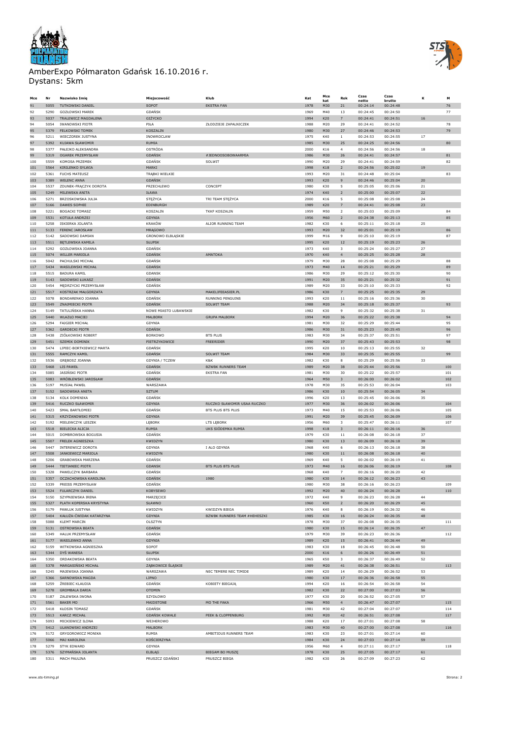# AmberExpo Półmaraton Gdańsk 16.10.2016 r.
Dystans: 5km

| Mce | Nr | Nazwisko Imię | Miejscowość | Klub | Kat | Mce kat | Rok | Czas netto | Czas brutto | K | M |
|---|---|---|---|---|---|---|---|---|---|---|---|
| 91 | 5055 | TUTKOWSKI DANIEL | SOPOT | EKSTRA FAN | 1978 | M30 | 21 | 00:24:14 | 00:24:48 | | 76 |
| 92 | 5290 | GOZŁOWSKI MAREK | GDAŃSK | | 1969 | M40 | 13 | 00:24:45 | 00:24:50 | | 77 |
| 93 | 5037 | TRALEWICZ MAGDALENA | GIŻYCKO | | 1994 | K20 | 7 | 00:24:41 | 00:24:51 | 16 | |
| 94 | 5054 | IWANOWSKI PIOTR | PIŁA | ZŁODZIEJE ZAPALNICZEK | 1988 | M20 | 29 | 00:24:41 | 00:24:52 | | 78 |
| 95 | 5379 | FELKOWSKI TOMEK | KOSZALIN | | 1980 | M30 | 27 | 00:24:46 | 00:24:53 | | 79 |
| 96 | 5211 | WIECZOREK JUSTYNA | INOWROCŁAW | | 1975 | K40 | 1 | 00:24:53 | 00:24:55 | 17 | |
| 97 | 5392 | KUJAWA SŁAWOMIR | RUMIA | | 1985 | M30 | 25 | 00:24:25 | 00:24:56 | | 80 |
| 98 | 5377 | PAŁEJKO ALEKSANDRA | OSTRÓDA | | 2000 | K16 | 4 | 00:24:56 | 00:24:56 | 18 | |
| 99 | 5319 | OGAREK PRZEMYSŁAW | GDAŃSK | #JEDNOOSOBOWAARMIA | 1986 | M30 | 26 | 00:24:41 | 00:24:57 | | 81 |
| 100 | 5559 | KOMOSA PRZEMEK | GDAŃSK | SOLWIT | 1990 | M20 | 29 | 00:24:41 | 00:24:59 | | 82 |
| 101 | 5564 | KIRILENKO SYLWIA | MARKI | | 1998 | K18 | 2 | 00:24:56 | 00:25:02 | 19 | |
| 102 | 5361 | FUCHS MATEUSZ | TRĄBKI WIELKIE | | 1993 | M20 | 31 | 00:24:48 | 00:25:04 | | 83 |
| 103 | 5389 | WELENC ANNA | GDAŃSK | | 1993 | K20 | 9 | 00:24:46 | 00:25:04 | 20 | |
| 104 | 5537 | ZDUNEK-FRĄCZYK DOROTA | PRZECHLEWO | CONCEPT | 1980 | K30 | 5 | 00:25:05 | 00:25:06 | 21 | |
| 105 | 5249 | MILEWSKA ANITA | IŁAWA | | 1974 | K40 | 2 | 00:25:00 | 00:25:07 | 22 | |
| 106 | 5271 | BRZOSKOWSKA JULIA | STĘŻYCA | TRI TEAM STĘŻYCA | 2000 | K16 | 5 | 00:25:08 | 00:25:08 | 24 | |
| 107 | 5166 | DAWES SOPHIE | EDINBURGH | | 1989 | K20 | 7 | 00:24:41 | 00:25:08 | 23 | |
| 108 | 5221 | BOGACKI TOMASZ | KOSZALIN | TKKF KOSZALIN | 1959 | M50 | 2 | 00:25:03 | 00:25:09 | | 84 |
| 109 | 5531 | KOTUŁA ANDRZEJ | GDYNIA | | 1956 | M60 | 2 | 00:24:38 | 00:25:13 | | 85 |
| 110 | 5258 | ISKIERKA JOLANTA | KRAKÓW | ALIOR RUNNING TEAM | 1982 | K30 | 6 | 00:25:11 | 00:25:18 | 25 | |
| 111 | 5133 | FERENC JAROSŁAW | MRĄGOWO | | 1993 | M20 | 32 | 00:25:01 | 00:25:19 | | 86 |
| 112 | 5142 | SADOWSKI DAMIAN | GRONOWO ELBLĄSKIE | | 1999 | M16 | 9 | 00:25:10 | 00:25:19 | | 87 |
| 113 | 5511 | BĘTLEWSKA KAMILA | SŁUPSK | | 1995 | K20 | 12 | 00:25:19 | 00:25:23 | 26 | |
| 114 | 5292 | GOZŁOWSKA JOANNA | GDAŃSK | | 1973 | K40 | 3 | 00:25:24 | 00:25:27 | 27 | |
| 115 | 5074 | WILLER MARIOLA | GDAŃSK | AMATOKA | 1970 | K40 | 4 | 00:25:25 | 00:25:28 | 28 | |
| 116 | 5042 | PACHULSKI MICHAŁ | GDAŃSK | | 1979 | M30 | 28 | 00:25:08 | 00:25:29 | | 88 |
| 117 | 5434 | WASILEWSKI MICHAŁ | GDAŃSK | | 1973 | M40 | 14 | 00:25:21 | 00:25:29 | | 89 |
| 118 | 5515 | BADURA KAMIL | GDANSK | | 1986 | M30 | 29 | 00:25:12 | 00:25:30 | | 90 |
| 119 | 5143 | SADOWSKI ŁUKASZ | GDAŃSK | | 1991 | M20 | 35 | 00:25:21 | 00:25:32 | | 91 |
| 120 | 5454 | MĘDRZYCKI PRZEMYSŁAW | GDAŃSK | | 1989 | M20 | 33 | 00:25:10 | 00:25:33 | | 92 |
| 121 | 5517 | KOSTRZAK MAŁGORZATA | GDYNIA | MAKELIFEEASIER.PL | 1986 | K30 | 7 | 00:25:25 | 00:25:35 | 29 | |
| 122 | 5078 | BONDARENKO JOANNA | GDAŃSK | RUNNING PENGUINS | 1993 | K20 | 11 | 00:25:16 | 00:25:36 | 30 | |
| 123 | 5549 | ZNAJMIECKI PIOTR | GDAŃSK | SOLWIT TEAM | 1988 | M20 | 34 | 00:25:18 | 00:25:37 | | 93 |
| 124 | 5149 | TATULIŃSKA HANNA | NOWE MIASTO LUBAWSKIE | | 1982 | K30 | 9 | 00:25:32 | 00:25:38 | 31 | |
| 125 | 5440 | WLAZŁO MACIEJ | MALBORK | GRUPA MALBORK | 1994 | M20 | 36 | 00:25:22 | 00:25:38 | | 94 |
| 126 | 5294 | FAJGIER MICHAŁ | GDYNIA | | 1981 | M30 | 32 | 00:25:29 | 00:25:44 | | 95 |
| 127 | 5362 | GARDECKI PIOTR | GDAŃSK | | 1986 | M30 | 31 | 00:25:23 | 00:25:45 | | 96 |
| 128 | 5438 | ZIÓŁKOWSKI ROBERT | BORKOWO | BTS PLUS | 1983 | M30 | 34 | 00:25:37 | 00:25:51 | | 97 |
| 129 | 5451 | SZEMIK DOMINIK | PIETRZYKOWICE | FREERIDER | 1990 | M20 | 37 | 00:25:43 | 00:25:53 | | 98 |
| 130 | 5474 | LIPIEC-BORTKIEWICZ MARTA | GDAŃSK | | 1995 | K20 | 10 | 00:25:13 | 00:25:55 | 32 | |
| 131 | 5555 | RAMCZYK KAMIL | GDAŃSK | SOLWIT TEAM | 1984 | M30 | 33 | 00:25:35 | 00:25:55 | | 99 |
| 132 | 5536 | GRĘBOSZ JOANNA | GDYNIA / TCZEW | K&K | 1982 | K30 | 8 | 00:25:29 | 00:25:56 | 33 | |
| 133 | 5468 | LIS PAWEŁ | GDAŃSK | BZWBK RUNNERS TEAM | 1989 | M20 | 38 | 00:25:44 | 00:25:56 | | 100 |
| 134 | 5085 | JASIŃSKI PIOTR | GDAŃSK | EKSTRA FAN | 1981 | M30 | 30 | 00:25:22 | 00:25:57 | | 101 |
| 135 | 5083 | WRÓBLEWSKI JAROSŁAW | GDAŃSK | | 1964 | M50 | 3 | 00:26:00 | 00:26:02 | | 102 |
| 136 | 5197 | MUSIAŁ PAWEŁ | WARSZAWA | | 1978 | M30 | 35 | 00:25:53 | 00:26:04 | | 103 |
| 137 | 5152 | SADOWSKA ANETA | SZTUM | | 1986 | K30 | 10 | 00:25:54 | 00:26:05 | 34 | |
| 138 | 5134 | KOLK DOMINIKA | GDAŃSK | | 1996 | K20 | 13 | 00:25:45 | 00:26:06 | 35 | |
| 139 | 5416 | RUCZKO SŁAWOMIR | GDYNIA | RUCZKO SŁAWOMIR USAA RUCZKO | 1977 | M30 | 36 | 00:26:02 | 00:26:06 | | 104 |
| 140 | 5423 | SMAL BARTŁOMIEJ | GDAŃSK | BTS PLUS BTS PLUS | 1973 | M40 | 15 | 00:25:53 | 00:26:06 | | 105 |
| 141 | 5315 | KRZYŻANOWSKI PIOTR | GDYNIA | | 1991 | M20 | 39 | 00:25:45 | 00:26:09 | | 106 |
| 142 | 5192 | MIELEWCZYK LESZEK | LĘBORK | LTS LĘBORK | 1956 | M60 | 3 | 00:25:47 | 00:26:11 | | 107 |
| 143 | 5518 | BIELECKA ALICJA | RUMIA | UKS SIÓDEMKA RUMIA | 1998 | K18 | 3 | 00:26:11 | 00:26:16 | 36 | |
| 144 | 5015 | DOMBROWSKA BOGUSIA | GDAŃSK | | 1979 | K30 | 11 | 00:26:08 | 00:26:18 | 37 | |
| 145 | 5507 | FRELEK AGNIESZKA | KWIDZYN | | 1980 | K30 | 13 | 00:26:09 | 00:26:18 | 39 | |
| 146 | 5447 | INTEREWICZ DOROTA | GDYNIA | I ALO GDYNIA | 1968 | K40 | 6 | 00:26:13 | 00:26:18 | 38 | |
| 147 | 5508 | JANKIEWICZ MARIOLA | KWIDZYN | | 1980 | K30 | 11 | 00:26:08 | 00:26:18 | 40 | |
| 148 | 5206 | GRABOWSKA MARZENA | GDAŃSK | | 1969 | K40 | 5 | 00:26:02 | 00:26:19 | 41 | |
| 149 | 5444 | TIETIANIEC PIOTR | GDANSK | BTS PLUS BTS PLUS | 1973 | M40 | 16 | 00:26:06 | 00:26:19 | | 108 |
| 150 | 5328 | PAWELCZYK BARBARA | GDAŃSK | | 1968 | K40 | 7 | 00:26:16 | 00:26:20 | 42 | |
| 151 | 5357 | OCZACHOWSKA KAROLINA | GDAŃSK | 1980 | 1980 | K30 | 14 | 00:26:12 | 00:26:23 | 43 | |
| 152 | 5339 | PREISS PRZEMYSŁAW | GDAŃSK | | 1980 | M30 | 38 | 00:26:16 | 00:26:23 | | 109 |
| 153 | 5524 | FULARCZYK DANIEL | KOBYSEWO | | 1992 | M20 | 40 | 00:26:24 | 00:26:28 | | 110 |
| 154 | 5150 | SZYPNIEWSKA IRENA | MARZĘCICE | | 1972 | K40 | 9 | 00:26:23 | 00:26:28 | 44 | |
| 155 | 5327 | PLATH KOPERSKA KRYSTYNA | SŁAWNO | | 1960 | K50 | 2 | 00:26:20 | 00:26:29 | 45 | |
| 156 | 5179 | PAWLUK JUSTYNA | KWIDZYN | KWIDZYN BIEGA | 1976 | K40 | 8 | 00:26:19 | 00:26:32 | 46 | |
| 157 | 5404 | KAŁUŻA-ĆWIDAK KATARZYNA | GDYNIA | BZWBK RUNNERS TEAM #HEHESZKI | 1985 | K30 | 16 | 00:26:24 | 00:26:35 | 48 | |
| 158 | 5088 | KLEMT MARCIN | OLSZTYN | | 1978 | M30 | 37 | 00:26:08 | 00:26:35 | | 111 |
| 159 | 5131 | OSTROWSKA BEATA | GDAŃSK | | 1980 | K30 | 15 | 00:26:14 | 00:26:35 | 47 | |
| 160 | 5349 | HALUK PRZEMYSŁAW | GDAŃSK | | 1979 | M30 | 39 | 00:26:23 | 00:26:36 | | 112 |
| 161 | 5177 | WASILEWKO ANNA | GDYNIA | | 1989 | K20 | 15 | 00:26:41 | 00:26:44 | 49 | |
| 162 | 5159 | WITKOWSKA AGNIESZKA | SOPOT | | 1983 | K30 | 18 | 00:26:45 | 00:26:48 | 50 | |
| 163 | 5344 | DYŚ WANESA | SŁUPSK | | 2000 | K16 | 6 | 00:26:26 | 00:26:49 | 51 | |
| 164 | 5350 | ORDAKOWSKA BEATA | GDYNIA | | 1965 | K50 | 3 | 00:26:37 | 00:26:49 | 52 | |
| 165 | 5378 | MARGASIŃSKI MICHAŁ | ZĄBKOWICE ŚLĄSKIE | | 1989 | M20 | 41 | 00:26:38 | 00:26:51 | | 113 |
| 166 | 5245 | MAJEWSKA JOANNA | WARSZAWA | NEC TEMERE NEC TIMIDE | 1989 | K20 | 14 | 00:26:29 | 00:26:52 | 53 | |
| 167 | 5366 | SARNOWSKA MAGDA | LIPNO | | 1980 | K30 | 17 | 00:26:36 | 00:26:58 | 55 | |
| 168 | 5259 | ŹREBIEC KLAUDIA | GDAŃSK | KOBIETY BIEGAJĄ | 1994 | K20 | 16 | 00:26:54 | 00:26:58 | 54 | |
| 169 | 5278 | GROMBALA DARIA | OTOMIN | | 1982 | K30 | 22 | 00:27:00 | 00:27:03 | 56 | |
| 170 | 5187 | ZALEWSKA IWONA | SZYDŁOWO | | 1977 | K30 | 20 | 00:26:52 | 00:27:05 | 57 | |
| 171 | 5561 | BAKER MO | MAIDSTONE | MO THE FAKA | 1966 | M50 | 4 | 00:26:47 | 00:27:07 | | 115 |
| 172 | 5418 | KŁOSIN TOMASZ | GDAŃSK | | 1981 | M30 | 42 | 00:27:04 | 00:27:07 | | 114 |
| 173 | 5513 | KARCZ MICHAŁ | GDAŃSK KOWALE | PEEK & CLOPPENBURG | 1992 | M20 | 42 | 00:26:51 | 00:27:08 | | 117 |
| 174 | 5093 | MICKIEWICZ ILONA | WEJHEROWO | | 1988 | K20 | 17 | 00:27:01 | 00:27:08 | 58 | |
| 175 | 5412 | ULANOWSKI ANDRZEJ | MALBORK | | 1983 | M30 | 40 | 00:27:00 | 00:27:08 | | 116 |
| 176 | 5172 | GRYGOROWICZ MONIKA | RUMIA | AMBITIOUS RUNNERS TEAM | 1983 | K30 | 23 | 00:27:01 | 00:27:14 | 60 | |
| 177 | 5066 | MAJ KAROLINA | KOŚCIERZYNA | | 1984 | K30 | 24 | 00:27:03 | 00:27:14 | 59 | |
| 178 | 5279 | STYK EDWARD | GDYNIA | | 1956 | M60 | 4 | 00:27:11 | 00:27:17 | | 118 |
| 179 | 5376 | SZYMAŃSKA JOLANTA | ELBLĄG | BIEGAM BO MUSZĘ | 1978 | K30 | 25 | 00:27:05 | 00:27:17 | 61 | |
| 180 | 5311 | MACH PAULINA | PRUSZCZ GDAŃSKI | PRUSZCZ BIEGA | 1982 | K30 | 26 | 00:27:09 | 00:27:23 | 62 | |

www.sts-timing.pl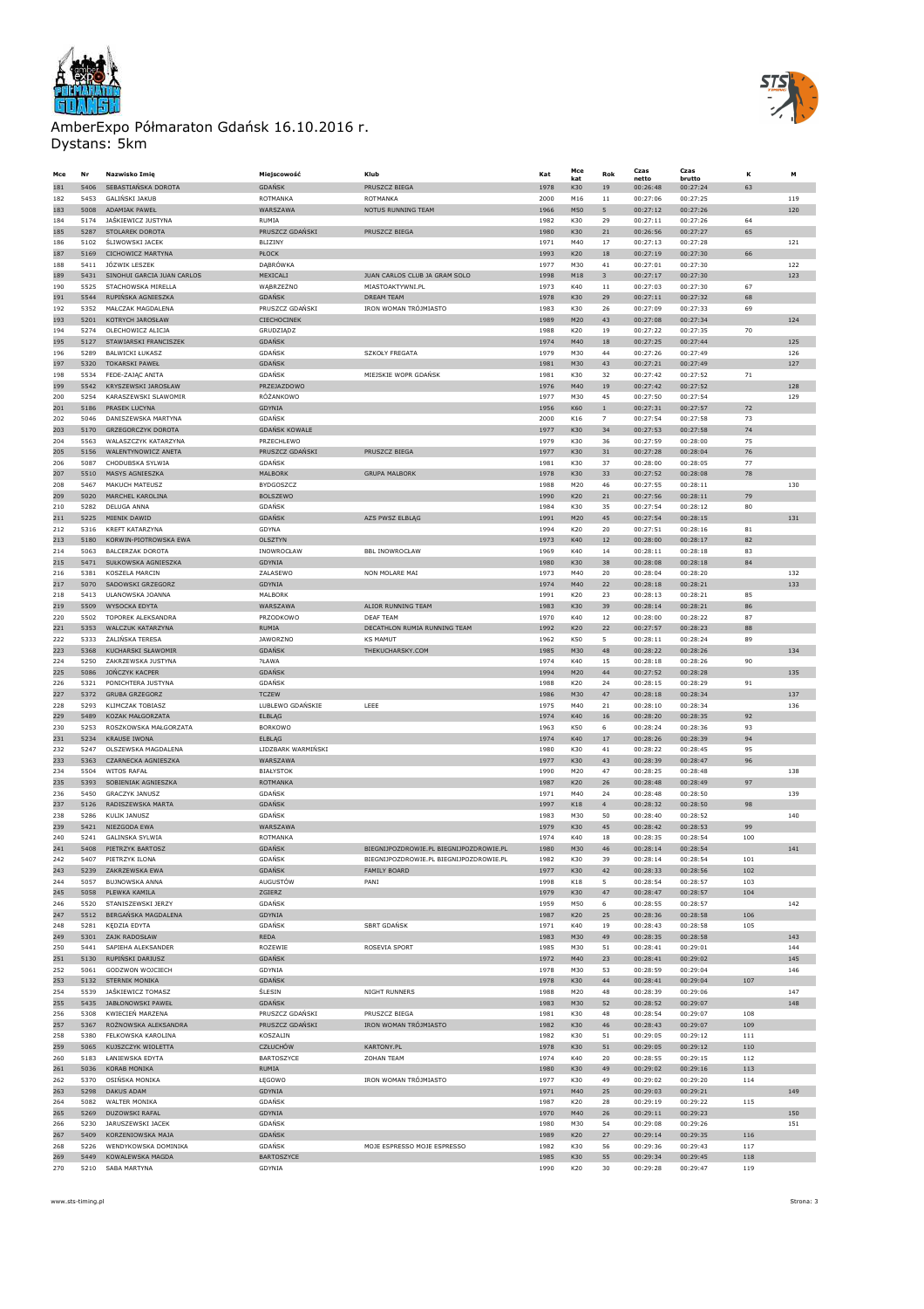# AmberExpo Półmaraton Gdańsk 16.10.2016 r.

Dystans: 5km

| Mce | Nr | Nazwisko Imię | Miejscowość | Klub | Kat | Mce kat | Rok | Czas netto | Czas brutto | K | M |
|---|---|---|---|---|---|---|---|---|---|---|---|
| 181 | 5406 | SEBASTIAŃSKA DOROTA | GDAŃSK | PRUSZCZ BIEGA | 1978 | K30 | 19 | 00:26:48 | 00:27:24 | 63 | |
| 182 | 5453 | GALIŃSKI JAKUB | ROTMANKA | ROTMANKA | 2000 | M16 | 11 | 00:27:06 | 00:27:25 | | 119 |
| 183 | 5008 | ADAMIAK PAWEŁ | WARSZAWA | NOTUS RUNNING TEAM | 1966 | M50 | 5 | 00:27:12 | 00:27:26 | | 120 |
| 184 | 5174 | JAŚKIEWICZ JUSTYNA | RUMIA | | 1982 | K30 | 29 | 00:27:11 | 00:27:26 | 64 | |
| 185 | 5287 | STOLAREK DOROTA | PRUSZCZ GDAŃSKI | PRUSZCZ BIEGA | 1980 | K30 | 21 | 00:26:56 | 00:27:27 | 65 | |
| 186 | 5102 | ŚLIWOWSKI JACEK | BLIZINY | | 1971 | M40 | 17 | 00:27:13 | 00:27:28 | | 121 |
| 187 | 5169 | CICHOWICZ MARTYNA | PŁOCK | | 1993 | K20 | 18 | 00:27:19 | 00:27:30 | 66 | |
| 188 | 5411 | JÓŹWIK LESZEK | DĄBRÓWKA | | 1977 | M30 | 41 | 00:27:01 | 00:27:30 | | 122 |
| 189 | 5431 | SINOHUI GARCIA JUAN CARLOS | MEXICALI | JUAN CARLOS CLUB JA GRAM SOLO | 1998 | M18 | 3 | 00:27:17 | 00:27:30 | | 123 |
| 190 | 5525 | STACHOWSKA MIRELLA | WĄBRZEŹNO | MIASTOAKTYWNI.PL | 1973 | K40 | 11 | 00:27:03 | 00:27:30 | 67 | |
| 191 | 5544 | RUPIŃSKA AGNIESZKA | GDAŃSK | DREAM TEAM | 1978 | K30 | 29 | 00:27:11 | 00:27:32 | 68 | |
| 192 | 5352 | MAŁCZAK MAGDALENA | PRUSZCZ GDAŃSKI | IRON WOMAN TRÓJMIASTO | 1983 | K30 | 26 | 00:27:09 | 00:27:33 | 69 | |
| 193 | 5201 | KOTRYCH JAROSŁAW | CIECHOCINEK | | 1989 | M20 | 43 | 00:27:08 | 00:27:34 | | 124 |
| 194 | 5274 | OLECHOWICZ ALICJA | GRUDZIĄDZ | | 1988 | K20 | 19 | 00:27:22 | 00:27:35 | 70 | |
| 195 | 5127 | STAWIARSKI FRANCISZEK | GDAŃSK | | 1974 | M40 | 18 | 00:27:25 | 00:27:44 | | 125 |
| 196 | 5289 | BALWICKI ŁUKASZ | GDAŃSK | SZKOŁY FREGATA | 1979 | M30 | 44 | 00:27:26 | 00:27:49 | | 126 |
| 197 | 5320 | TOKARSKI PAWEŁ | GDAŃSK | | 1981 | M30 | 43 | 00:27:21 | 00:27:49 | | 127 |
| 198 | 5534 | FEDE-ZAJĄC ANITA | GDAŃSK | MIEJSKIE WOPR GDAŃSK | 1981 | K30 | 32 | 00:27:42 | 00:27:52 | 71 | |
| 199 | 5542 | KRYSZEWSKI JAROSŁAW | PRZEJAZDOWO | | 1976 | M40 | 19 | 00:27:42 | 00:27:52 | | 128 |
| 200 | 5254 | KARASZEWSKI SLAWOMIR | RÓŻANKOWO | | 1977 | M30 | 45 | 00:27:50 | 00:27:54 | | 129 |
| 201 | 5186 | PRASEK LUCYNA | GDYNIA | | 1956 | K60 | 1 | 00:27:31 | 00:27:57 | 72 | |
| 202 | 5046 | DANISZEWSKA MARTYNA | GDAŃSK | | 2000 | K16 | 7 | 00:27:54 | 00:27:58 | 73 | |
| 203 | 5170 | GRZEGORCZYK DOROTA | GDAŃSK KOWALE | | 1977 | K30 | 34 | 00:27:53 | 00:27:58 | 74 | |
| 204 | 5563 | WALASZCZYK KATARZYNA | PRZECHLEWO | | 1979 | K30 | 36 | 00:27:59 | 00:28:00 | 75 | |
| 205 | 5156 | WALENTYNOWICZ ANETA | PRUSZCZ GDAŃSKI | PRUSZCZ BIEGA | 1977 | K30 | 31 | 00:27:28 | 00:28:04 | 76 | |
| 206 | 5087 | CHODUBSKA SYLWIA | GDAŃSK | | 1981 | K30 | 37 | 00:28:00 | 00:28:05 | 77 | |
| 207 | 5510 | MASYS AGNIESZKA | MALBORK | GRUPA MALBORK | 1978 | K30 | 33 | 00:27:52 | 00:28:08 | 78 | |
| 208 | 5467 | MAKUCH MATEUSZ | BYDGOSZCZ | | 1988 | M20 | 46 | 00:27:55 | 00:28:11 | | 130 |
| 209 | 5020 | MARCHEL KAROLINA | BOLSZEWO | | 1990 | K20 | 21 | 00:27:56 | 00:28:11 | 79 | |
| 210 | 5282 | DELUGA ANNA | GDAŃSK | | 1984 | K30 | 35 | 00:27:54 | 00:28:12 | 80 | |
| 211 | 5225 | MIENIK DAWID | GDAŃSK | AZS PWSZ ELBLĄG | 1991 | M20 | 45 | 00:27:54 | 00:28:15 | | 131 |
| 212 | 5316 | KREFT KATARZYNA | GDYNA | | 1994 | K20 | 20 | 00:27:51 | 00:28:16 | 81 | |
| 213 | 5180 | KORWIN-PIOTROWSKA EWA | OLSZTYN | | 1973 | K40 | 12 | 00:28:00 | 00:28:17 | 82 | |
| 214 | 5063 | BALCERZAK DOROTA | INOWROCŁAW | BBL INOWROCŁAW | 1969 | K40 | 14 | 00:28:11 | 00:28:18 | 83 | |
| 215 | 5471 | SUŁKOWSKA AGNIESZKA | GDYNIA | | 1980 | K30 | 38 | 00:28:08 | 00:28:18 | 84 | |
| 216 | 5381 | KOSZELA MARCIN | ZALASEWO | NON MOLARE MAI | 1973 | M40 | 20 | 00:28:04 | 00:28:20 | | 132 |
| 217 | 5070 | SADOWSKI GRZEGORZ | GDYNIA | | 1974 | M40 | 22 | 00:28:18 | 00:28:21 | | 133 |
| 218 | 5413 | ULANOWSKA JOANNA | MALBORK | | 1991 | K20 | 23 | 00:28:13 | 00:28:21 | 85 | |
| 219 | 5509 | WYSOCKA EDYTA | WARSZAWA | ALIOR RUNNING TEAM | 1983 | K30 | 39 | 00:28:14 | 00:28:21 | 86 | |
| 220 | 5502 | TOPOREK ALEKSANDRA | PRZODKOWO | DEAF TEAM | 1970 | K40 | 12 | 00:28:00 | 00:28:22 | 87 | |
| 221 | 5353 | WALCZUK KATARZYNA | RUMIA | DECATHLON RUMIA RUNNING TEAM | 1992 | K20 | 22 | 00:27:57 | 00:28:23 | 88 | |
| 222 | 5333 | ŻALIŃSKA TERESA | JAWORZNO | KS MAMUT | 1962 | K50 | 5 | 00:28:11 | 00:28:24 | 89 | |
| 223 | 5368 | KUCHARSKI SŁAWOMIR | GDAŃSK | THEKUCHARSKY.COM | 1985 | M30 | 48 | 00:28:22 | 00:28:26 | | 134 |
| 224 | 5250 | ZAKRZEWSKA JUSTYNA | ?ŁAWA | | 1974 | K40 | 15 | 00:28:18 | 00:28:26 | 90 | |
| 225 | 5086 | JOŃCZYK KACPER | GDAŃSK | | 1994 | M20 | 44 | 00:27:52 | 00:28:28 | | 135 |
| 226 | 5321 | PONICHTERA JUSTYNA | GDAŃSK | | 1988 | K20 | 24 | 00:28:15 | 00:28:29 | 91 | |
| 227 | 5372 | GRUBA GRZEGORZ | TCZEW | | 1986 | M30 | 47 | 00:28:18 | 00:28:34 | | 137 |
| 228 | 5293 | KLIMCZAK TOBIASZ | LUBLEWO GDAŃSKIE | LEEE | 1975 | M40 | 21 | 00:28:10 | 00:28:34 | | 136 |
| 229 | 5489 | KOZAK MAŁGORZATA | ELBLĄG | | 1974 | K40 | 16 | 00:28:20 | 00:28:35 | 92 | |
| 230 | 5253 | ROSZKOWSKA MAŁGORZATA | BORKOWO | | 1963 | K50 | 6 | 00:28:24 | 00:28:36 | 93 | |
| 231 | 5234 | KRAUSE IWONA | ELBLĄG | | 1974 | K40 | 17 | 00:28:26 | 00:28:39 | 94 | |
| 232 | 5247 | OLSZEWSKA MAGDALENA | LIDZBARK WARMIŃSKI | | 1980 | K30 | 41 | 00:28:22 | 00:28:45 | 95 | |
| 233 | 5363 | CZARNECKA AGNIESZKA | WARSZAWA | | 1977 | K30 | 43 | 00:28:39 | 00:28:47 | 96 | |
| 234 | 5504 | WITOS RAFAŁ | BIAŁYSTOK | | 1990 | M20 | 47 | 00:28:25 | 00:28:48 | | 138 |
| 235 | 5393 | SOBIENIAK AGNIESZKA | ROTMANKA | | 1987 | K20 | 26 | 00:28:48 | 00:28:49 | 97 | |
| 236 | 5450 | GRACZYK JANUSZ | GDAŃSK | | 1971 | M40 | 24 | 00:28:48 | 00:28:50 | | 139 |
| 237 | 5126 | RADISZEWSKA MARTA | GDAŃSK | | 1997 | K18 | 4 | 00:28:32 | 00:28:50 | 98 | |
| 238 | 5286 | KULIK JANUSZ | GDAŃSK | | 1983 | M30 | 50 | 00:28:40 | 00:28:52 | | 140 |
| 239 | 5421 | NIEZGODA EWA | WARSZAWA | | 1979 | K30 | 45 | 00:28:42 | 00:28:53 | 99 | |
| 240 | 5241 | GALINSKA SYLWIA | ROTMANKA | | 1974 | K40 | 18 | 00:28:35 | 00:28:54 | 100 | |
| 241 | 5408 | PIETRZYK BARTOSZ | GDAŃSK | BIEGNIJPOZDROWIE.PL BIEGNIJPOZDROWIE.PL | 1980 | M30 | 46 | 00:28:14 | 00:28:54 | | 141 |
| 242 | 5407 | PIETRZYK ILONA | GDAŃSK | BIEGNIJPOZDROWIE.PL BIEGNIJPOZDROWIE.PL | 1982 | K30 | 39 | 00:28:14 | 00:28:54 | 101 | |
| 243 | 5239 | ZAKRZEWSKA EWA | GDAŃSK | FAMILY BOARD | 1977 | K30 | 42 | 00:28:33 | 00:28:56 | 102 | |
| 244 | 5057 | BUJNOWSKA ANNA | AUGUSTÓW | PANI | 1998 | K18 | 5 | 00:28:54 | 00:28:57 | 103 | |
| 245 | 5058 | PLEWKA KAMILA | ZGIERZ | | 1979 | K30 | 47 | 00:28:47 | 00:28:57 | 104 | |
| 246 | 5520 | STANISZEWSKI JERZY | GDAŃSK | | 1959 | M50 | 6 | 00:28:55 | 00:28:57 | | 142 |
| 247 | 5512 | BERGAŃSKA MAGDALENA | GDYNIA | | 1987 | K20 | 25 | 00:28:36 | 00:28:58 | 106 | |
| 248 | 5281 | KĘDZIA EDYTA | GDAŃSK | SBRT GDAŃSK | 1971 | K40 | 19 | 00:28:43 | 00:28:58 | 105 | |
| 249 | 5301 | ZAJK RADOSŁAW | REDA | | 1983 | M30 | 49 | 00:28:35 | 00:28:58 | | 143 |
| 250 | 5441 | SAPIEHA ALEKSANDER | ROZEWIE | ROSEVIA SPORT | 1985 | M30 | 51 | 00:28:41 | 00:29:01 | | 144 |
| 251 | 5130 | RUPIŃSKI DARIUSZ | GDAŃSK | | 1972 | M40 | 23 | 00:28:41 | 00:29:02 | | 145 |
| 252 | 5061 | GODZWON WOJCIECH | GDYNIA | | 1978 | M30 | 53 | 00:28:59 | 00:29:04 | | 146 |
| 253 | 5132 | STERNIK MONIKA | GDAŃSK | | 1978 | K30 | 44 | 00:28:41 | 00:29:04 | 107 | |
| 254 | 5539 | JAŚKIEWICZ TOMASZ | ŚLESIN | NIGHT RUNNERS | 1988 | M20 | 48 | 00:28:39 | 00:29:06 | | 147 |
| 255 | 5435 | JABŁONOWSKI PAWEŁ | GDAŃSK | | 1983 | M30 | 52 | 00:28:52 | 00:29:07 | | 148 |
| 256 | 5308 | KWIECIEŃ MARZENA | PRUSZCZ GDAŃSKI | PRUSZCZ BIEGA | 1981 | K30 | 48 | 00:28:54 | 00:29:07 | 108 | |
| 257 | 5367 | ROŻNOWSKA ALEKSANDRA | PRUSZCZ GDAŃSKI | IRON WOMAN TRÓJMIASTO | 1982 | K30 | 46 | 00:28:43 | 00:29:07 | 109 | |
| 258 | 5380 | FELKOWSKA KAROLINA | KOSZALIN | | 1982 | K30 | 51 | 00:29:05 | 00:29:12 | 111 | |
| 259 | 5065 | KUJSZCZYK WIOLETTA | CZŁUCHÓW | KARTONY.PL | 1978 | K30 | 51 | 00:29:05 | 00:29:12 | 110 | |
| 260 | 5183 | ŁANIEWSKA EDYTA | BARTOSZYCE | ZOHAN TEAM | 1974 | K40 | 20 | 00:28:55 | 00:29:15 | 112 | |
| 261 | 5036 | KORAB MONIKA | RUMIA | | 1980 | K30 | 49 | 00:29:02 | 00:29:16 | 113 | |
| 262 | 5370 | OSIŃSKA MONIKA | ŁĘGOWO | IRON WOMAN TRÓJMIASTO | 1977 | K30 | 49 | 00:29:02 | 00:29:20 | 114 | |
| 263 | 5298 | DAKUS ADAM | GDYNIA | | 1971 | M40 | 25 | 00:29:03 | 00:29:21 | | 149 |
| 264 | 5082 | WALTER MONIKA | GDAŃSK | | 1987 | K20 | 28 | 00:29:19 | 00:29:22 | 115 | |
| 265 | 5269 | DUZOWSKI RAFAŁ | GDYNIA | | 1970 | M40 | 26 | 00:29:11 | 00:29:23 | | 150 |
| 266 | 5230 | JARUSZEWSKI JACEK | GDAŃSK | | 1980 | M30 | 54 | 00:29:08 | 00:29:26 | | 151 |
| 267 | 5409 | KORZENIOWSKA MAJA | GDAŃSK | | 1989 | K20 | 27 | 00:29:14 | 00:29:35 | 116 | |
| 268 | 5226 | WENDYKOWSKA DOMINIKA | GDAŃSK | MOJE ESPRESSO MOJE ESPRESSO | 1982 | K30 | 56 | 00:29:36 | 00:29:43 | 117 | |
| 269 | 5449 | KOWALEWSKA MAGDA | BARTOSZYCE | | 1985 | K30 | 55 | 00:29:34 | 00:29:45 | 118 | |
| 270 | 5210 | SABA MARTYNA | GDYNIA | | 1990 | K20 | 30 | 00:29:28 | 00:29:47 | 119 | |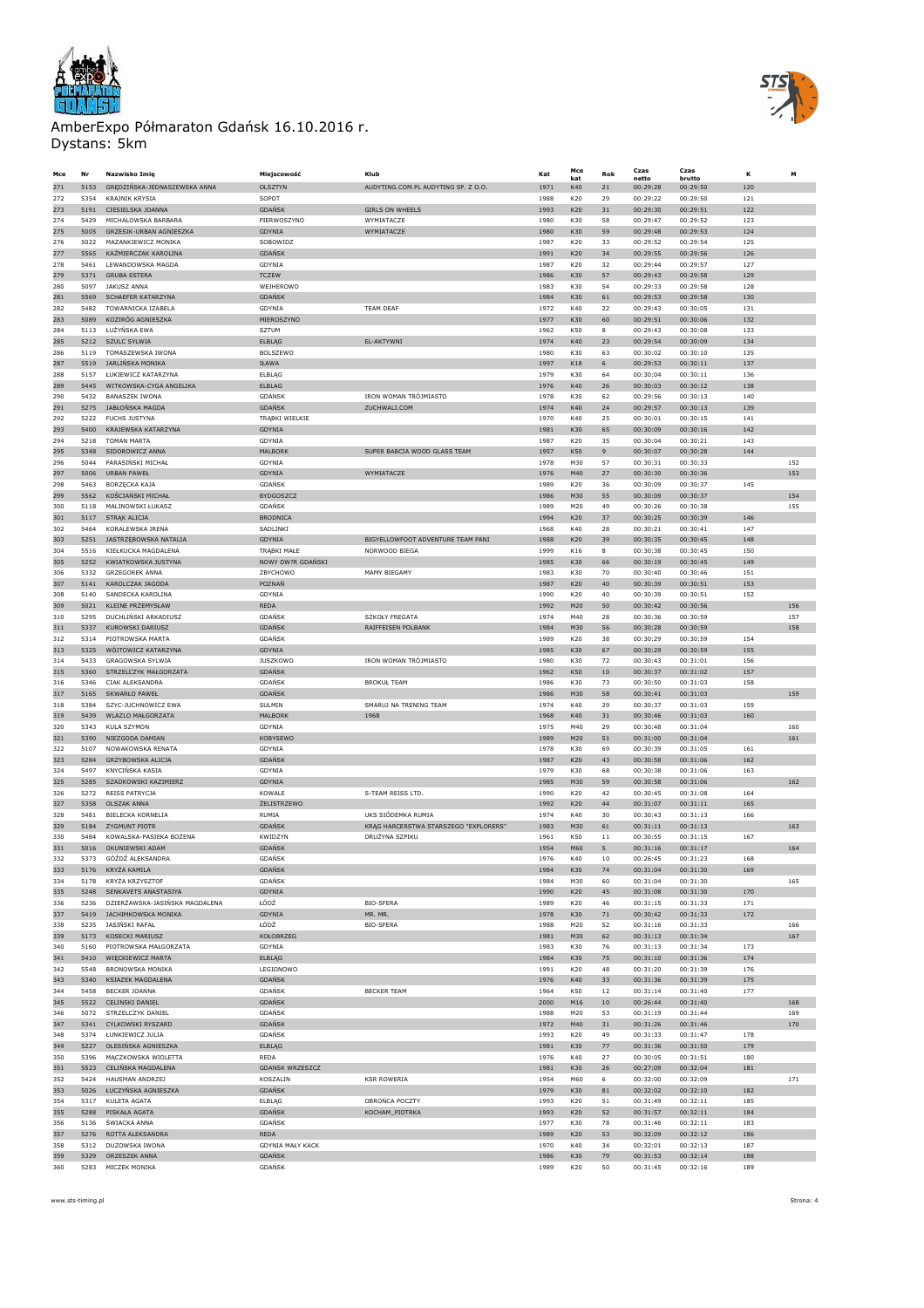# AmberExpo Półmaraton Gdańsk 16.10.2016 r.
Dystans: 5km

| Mce | Nr | Nazwisko Imię | Miejscowość | Klub | Kat | Mce kat | Rok | Czas netto | Czas brutto | K | M |
|---|---|---|---|---|---|---|---|---|---|---|---|
| 271 | 5153 | GRĘDZIŃSKA-JEDNASZEWSKA ANNA | OLSZTYN | AUDYTING.COM.PL AUDYTING SP. Z O.O. | 1971 | K40 | 21 | 00:29:28 | 00:29:50 | 120 | |
| 272 | 5354 | KRAJNIK KRYSIA | SOPOT | | 1988 | K20 | 29 | 00:29:22 | 00:29:50 | 121 | |
| 273 | 5191 | CIESIELSKA JOANNA | GDAŃSK | GIRLS ON WHEELS | 1993 | K20 | 31 | 00:29:30 | 00:29:51 | 122 | |
| 274 | 5429 | MICHAŁOWSKA BARBARA | PIERWOSZYNO | WYMIATACZE | 1980 | K30 | 58 | 00:29:47 | 00:29:52 | 123 | |
| 275 | 5005 | GRZESIK-URBAN AGNIESZKA | GDYNIA | WYMIATACZE | 1980 | K30 | 59 | 00:29:48 | 00:29:53 | 124 | |
| 276 | 5022 | MAZANKIEWICZ MONIKA | SOBOWIDZ | | 1987 | K20 | 33 | 00:29:52 | 00:29:54 | 125 | |
| 277 | 5565 | KAŹMIERCZAK KAROLINA | GDAŃSK | | 1991 | K20 | 34 | 00:29:55 | 00:29:56 | 126 | |
| 278 | 5461 | LEWANDOWSKA MAGDA | GDYNIA | | 1987 | K20 | 32 | 00:29:44 | 00:29:57 | 127 | |
| 279 | 5371 | GRUBA ESTERA | TCZEW | | 1986 | K30 | 57 | 00:29:43 | 00:29:58 | 129 | |
| 280 | 5097 | JAKUSZ ANNA | WEJHEROWO | | 1983 | K30 | 54 | 00:29:33 | 00:29:58 | 128 | |
| 281 | 5569 | SCHAEFER KATARZYNA | GDAŃSK | | 1984 | K30 | 61 | 00:29:53 | 00:29:58 | 130 | |
| 282 | 5482 | TOWARNICKA IZABELA | GDYNIA | TEAM DEAF | 1972 | K40 | 22 | 00:29:43 | 00:30:05 | 131 | |
| 283 | 5089 | KOZIRÓG AGNIESZKA | MIEROSZYNO | | 1977 | K30 | 60 | 00:29:51 | 00:30:06 | 132 | |
| 284 | 5113 | ŁUŻYŃSKA EWA | SZTUM | | 1962 | K50 | 8 | 00:29:43 | 00:30:08 | 133 | |
| 285 | 5212 | SZULC SYLWIA | ELBLĄG | EL-AKTYWNI | 1974 | K40 | 23 | 00:29:54 | 00:30:09 | 134 | |
| 286 | 5119 | TOMASZEWSKA IWONA | BOLSZEWO | | 1980 | K30 | 63 | 00:30:02 | 00:30:10 | 135 | |
| 287 | 5519 | JARLIŃSKA MONIKA | IŁAWA | | 1997 | K18 | 6 | 00:29:53 | 00:30:11 | 137 | |
| 288 | 5157 | ŁUKIEWICZ KATARZYNA | ELBLĄG | | 1979 | K30 | 64 | 00:30:04 | 00:30:11 | 136 | |
| 289 | 5445 | WITKOWSKA-CYGA ANGELIKA | ELBLAG | | 1976 | K40 | 26 | 00:30:03 | 00:30:12 | 138 | |
| 290 | 5432 | BANASZEK IWONA | GDANSK | IRON WOMAN TRÓJMIASTO | 1978 | K30 | 62 | 00:29:56 | 00:30:13 | 140 | |
| 291 | 5275 | JABŁOŃSKA MAGDA | GDAŃSK | ZUCHWALI.COM | 1974 | K40 | 24 | 00:29:57 | 00:30:13 | 139 | |
| 292 | 5222 | FUCHS JUSTYNA | TRĄBKI WIELKIE | | 1970 | K40 | 25 | 00:30:01 | 00:30:15 | 141 | |
| 293 | 5400 | KRAJEWSKA KATARZYNA | GDYNIA | | 1981 | K30 | 65 | 00:30:09 | 00:30:16 | 142 | |
| 294 | 5218 | TOMAN MARTA | GDYNIA | | 1987 | K20 | 35 | 00:30:04 | 00:30:21 | 143 | |
| 295 | 5348 | SIDOROWICZ ANNA | MALBORK | SUPER BABCIA WOOD GLASS TEAM | 1957 | K50 | 9 | 00:30:07 | 00:30:28 | 144 | |
| 296 | 5044 | PARASIŃSKI MICHAŁ | GDYNIA | | 1978 | M30 | 57 | 00:30:31 | 00:30:33 | | 152 |
| 297 | 5006 | URBAN PAWEŁ | GDYNIA | WYMIATACZE | 1976 | M40 | 27 | 00:30:30 | 00:30:36 | | 153 |
| 298 | 5463 | BORZĘCKA KAJA | GDAŃSK | | 1989 | K20 | 36 | 00:30:09 | 00:30:37 | 145 | |
| 299 | 5562 | KOŚCIAŃSKI MICHAŁ | BYDGOSZCZ | | 1986 | M30 | 55 | 00:30:09 | 00:30:37 | | 154 |
| 300 | 5118 | MALINOWSKI ŁUKASZ | GDAŃSK | | 1989 | M20 | 49 | 00:30:26 | 00:30:38 | | 155 |
| 301 | 5117 | STRĄK ALICJA | BRODNICA | | 1994 | K20 | 37 | 00:30:25 | 00:30:39 | 146 | |
| 302 | 5464 | KORAŁEWSKA IRENA | SADLINKI | | 1968 | K40 | 28 | 00:30:21 | 00:30:41 | 147 | |
| 303 | 5251 | JASTRZĘBOWSKA NATALIA | GDYNIA | BIGYELLOWFOOT ADVENTURE TEAM PANI | 1988 | K20 | 39 | 00:30:35 | 00:30:45 | 148 | |
| 304 | 5516 | KIEŁKUCKA MAGDALENA | TRĄBKI MAŁE | NORWOOD BIEGA | 1999 | K16 | 8 | 00:30:38 | 00:30:45 | 150 | |
| 305 | 5252 | KWIATKOWSKA JUSTYNA | NOWY DWÓR GDAŃSKI | | 1985 | K30 | 66 | 00:30:19 | 00:30:45 | 149 | |
| 306 | 5332 | GRZEGOREK ANNA | ZBYCHOWO | MAMY BIEGAMY | 1983 | K30 | 70 | 00:30:40 | 00:30:46 | 151 | |
| 307 | 5141 | KAROLCZAK JAGODA | POZNAŃ | | 1987 | K20 | 40 | 00:30:39 | 00:30:51 | 153 | |
| 308 | 5140 | SANDECKA KAROLINA | GDYNIA | | 1990 | K20 | 40 | 00:30:39 | 00:30:51 | 152 | |
| 309 | 5021 | KLEINE PRZEMYSŁAW | REDA | | 1992 | M20 | 50 | 00:30:42 | 00:30:56 | | 156 |
| 310 | 5295 | DUCHLIŃSKI ARKADIUSZ | GDAŃSK | SZKOŁY FREGATA | 1974 | M40 | 28 | 00:30:36 | 00:30:59 | | 157 |
| 311 | 5337 | KUROWSKI DARIUSZ | GDAŃSK | RAIFFEISEN POLBANK | 1984 | M30 | 56 | 00:30:28 | 00:30:59 | | 158 |
| 312 | 5314 | PIOTROWSKA MARTA | GDAŃSK | | 1989 | K20 | 38 | 00:30:29 | 00:30:59 | 154 | |
| 313 | 5325 | WÓJTOWICZ KATARZYNA | GDYNIA | | 1985 | K30 | 67 | 00:30:29 | 00:30:59 | 155 | |
| 314 | 5433 | GRAGOWSKA SYLWIA | JUSZKOWO | IRON WOMAN TRÓJMIASTO | 1980 | K30 | 72 | 00:30:43 | 00:31:01 | 156 | |
| 315 | 5360 | STRZELCZYK MAŁGORZATA | GDAŃSK | | 1962 | K50 | 10 | 00:30:37 | 00:31:02 | 157 | |
| 316 | 5346 | CIAK ALEKSANDRA | GDAŃSK | BROKUŁ TEAM | 1986 | K30 | 73 | 00:30:50 | 00:31:03 | 158 | |
| 317 | 5165 | SKWARŁO PAWEŁ | GDAŃSK | | 1986 | M30 | 58 | 00:30:41 | 00:31:03 | | 159 |
| 318 | 5384 | SZYC-JUCHNOWICZ EWA | SULMIN | SMARUJ NA TRENING TEAM | 1974 | K40 | 29 | 00:30:37 | 00:31:03 | 159 | |
| 319 | 5439 | WLAZLO MAŁGORZATA | MALBORK | 1968 | 1968 | K40 | 31 | 00:30:46 | 00:31:03 | 160 | |
| 320 | 5343 | KULA SZYMON | GDYNIA | | 1975 | M40 | 29 | 00:30:48 | 00:31:04 | | 160 |
| 321 | 5390 | NIEZGODA DAMIAN | KOBYSEWO | | 1989 | M20 | 51 | 00:31:00 | 00:31:04 | | 161 |
| 322 | 5107 | NOWAKOWSKA RENATA | GDYNIA | | 1978 | K30 | 69 | 00:30:39 | 00:31:05 | 161 | |
| 323 | 5284 | GRZYBOWSKA ALICJA | GDAŃSK | | 1987 | K20 | 43 | 00:30:58 | 00:31:06 | 162 | |
| 324 | 5497 | KNYCIŃSKA KASIA | GDYNIA | | 1979 | K30 | 68 | 00:30:38 | 00:31:06 | 163 | |
| 325 | 5285 | SZADKOWSKI KAZIMIERZ | GDYNIA | | 1985 | M30 | 59 | 00:30:58 | 00:31:06 | | 162 |
| 326 | 5272 | REISS PATRYCJA | KOWALE | S-TEAM REISS LTD. | 1990 | K20 | 42 | 00:30:45 | 00:31:08 | 164 | |
| 327 | 5358 | OLSZAK ANNA | ŻELISTRZEWO | | 1992 | K20 | 44 | 00:31:07 | 00:31:11 | 165 | |
| 328 | 5481 | BIELECKA KORNELIA | RUMIA | UKS SIÓDEMKA RUMIA | 1974 | K40 | 30 | 00:30:43 | 00:31:13 | 166 | |
| 329 | 5184 | ZYGMUNT PIOTR | GDAŃSK | KRĄG HARCERSTWA STARSZEGO "EXPLORERS" | 1983 | M30 | 61 | 00:31:11 | 00:31:13 | | 163 |
| 330 | 5484 | KOWALSKA-PASIEKA BOŻENA | KWIDZYN | DRUŻYNA SZPIKU | 1961 | K50 | 11 | 00:30:55 | 00:31:15 | 167 | |
| 331 | 5016 | OKUNIEWSKI ADAM | GDAŃSK | | 1954 | M60 | 5 | 00:31:16 | 00:31:17 | | 164 |
| 332 | 5373 | GÓŹDŹ ALEKSANDRA | GDAŃSK | | 1976 | K40 | 10 | 00:26:45 | 00:31:23 | 168 | |
| 333 | 5176 | KRYŻA KAMILA | GDAŃSK | | 1984 | K30 | 74 | 00:31:04 | 00:31:30 | 169 | |
| 334 | 5178 | KRYŻA KRZYSZTOF | GDAŃSK | | 1984 | M30 | 60 | 00:31:04 | 00:31:30 | | 165 |
| 335 | 5248 | SENKAVETS ANASTASIYA | GDYNIA | | 1990 | K20 | 45 | 00:31:08 | 00:31:30 | 170 | |
| 336 | 5236 | DZIERŻAWSKA-JASIŃSKA MAGDALENA | ŁÓDŹ | BIO-SFERA | 1989 | K20 | 46 | 00:31:15 | 00:31:33 | 171 | |
| 337 | 5419 | JACHIMKOWSKA MONIKA | GDYNIA | MR. MR. | 1978 | K30 | 71 | 00:30:42 | 00:31:33 | 172 | |
| 338 | 5235 | JASIŃSKI RAFAŁ | ŁÓDŹ | BIO-SFERA | 1988 | M20 | 52 | 00:31:16 | 00:31:33 | | 166 |
| 339 | 5173 | KOSECKI MARIUSZ | KOŁOBRZEG | | 1981 | M30 | 62 | 00:31:13 | 00:31:34 | | 167 |
| 340 | 5160 | PIOTROWSKA MAŁGORZATA | GDYNIA | | 1983 | K30 | 76 | 00:31:13 | 00:31:34 | 173 | |
| 341 | 5410 | WIĘCKIEWICZ MARTA | ELBLĄG | | 1984 | K30 | 75 | 00:31:10 | 00:31:36 | 174 | |
| 342 | 5548 | BRONOWSKA MONIKA | LEGIONOWO | | 1991 | K20 | 48 | 00:31:20 | 00:31:39 | 176 | |
| 343 | 5340 | KSIAZEK MAGDALENA | GDAŃSK | | 1976 | K40 | 33 | 00:31:36 | 00:31:39 | 175 | |
| 344 | 5458 | BECKER JOANNA | GDAŃSK | BECKER TEAM | 1964 | K50 | 12 | 00:31:14 | 00:31:40 | 177 | |
| 345 | 5522 | CELIŃSKI DANIEL | GDAŃSK | | 2000 | M16 | 10 | 00:26:44 | 00:31:40 | | 168 |
| 346 | 5072 | STRZELCZYK DANIEL | GDAŃSK | | 1988 | M20 | 53 | 00:31:19 | 00:31:44 | | 169 |
| 347 | 5341 | CYLKOWSKI RYSZARD | GDAŃSK | | 1972 | M40 | 31 | 00:31:26 | 00:31:46 | | 170 |
| 348 | 5374 | ŁUNKIEWICZ JULIA | GDAŃSK | | 1993 | K20 | 49 | 00:31:33 | 00:31:47 | 178 | |
| 349 | 5227 | OLESIŃSKA AGNIESZKA | ELBLĄG | | 1981 | K30 | 77 | 00:31:36 | 00:31:50 | 179 | |
| 350 | 5396 | MĄCZKOWSKA WIOLETTA | REDA | | 1976 | K40 | 27 | 00:30:05 | 00:31:51 | 180 | |
| 351 | 5523 | CELIŃSKA MAGDALENA | GDANSK WRZESZCZ | | 1981 | K30 | 26 | 00:27:09 | 00:32:04 | 181 | |
| 352 | 5424 | HAUSMAN ANDRZEJ | KOSZALIN | KSR ROWERIA | 1954 | M60 | 6 | 00:32:00 | 00:32:09 | | 171 |
| 353 | 5026 | ŁUCZYŃSKA AGNIESZKA | GDAŃSK | | 1979 | K30 | 81 | 00:32:02 | 00:32:10 | 182 | |
| 354 | 5317 | KULETA AGATA | ELBLĄG | OBROŃCA POCZTY | 1993 | K20 | 51 | 00:31:49 | 00:32:11 | 185 | |
| 355 | 5288 | PISKAŁA AGATA | GDAŃSK | KOCHAM_PIOTRKA | 1993 | K20 | 52 | 00:31:57 | 00:32:11 | 184 | |
| 356 | 5136 | ŚWIĄCKA ANNA | GDAŃSK | | 1977 | K30 | 78 | 00:31:46 | 00:32:11 | 183 | |
| 357 | 5276 | ROTTA ALEKSANDRA | REDA | | 1989 | K20 | 53 | 00:32:09 | 00:32:12 | 186 | |
| 358 | 5312 | DUZOWSKA IWONA | GDYNIA MAŁY KACK | | 1970 | K40 | 34 | 00:32:01 | 00:32:13 | 187 | |
| 359 | 5329 | ORZESZEK ANNA | GDAŃSK | | 1986 | K30 | 79 | 00:31:53 | 00:32:14 | 188 | |
| 360 | 5283 | MICZEK MONIKA | GDAŃSK | | 1989 | K20 | 50 | 00:31:45 | 00:32:16 | 189 | |

www.sts-timing.pl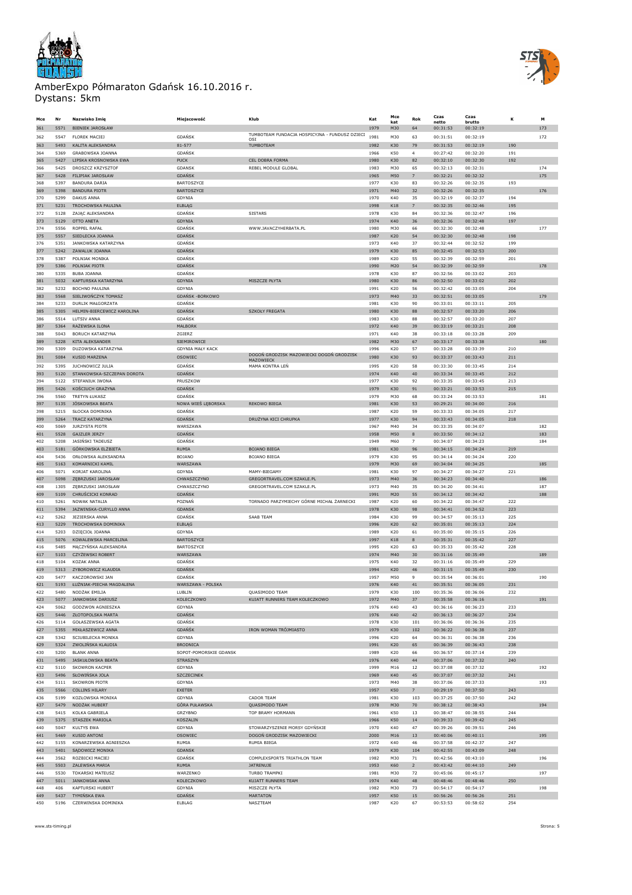# AmberExpo Półmaraton Gdańsk 16.10.2016 r.

## Dystans: 5km

| Mce | Nr | Nazwisko Imię | Miejscowość | Klub | Kat | Mce kat | Rok | Czas netto | Czas brutto | K | M |
|---|---|---|---|---|---|---|---|---|---|---|---|
| 361 | 5571 | BIENIEK JAROSŁAW | | | 1979 | M30 | 64 | 00:31:53 | 00:32:19 | | 173 |
| 362 | 5547 | FLOREK MACIEJ | GDAŃSK | TUMBOTEAM FUNDACJA HOSPICYJNA - FUNDUSZ DZIECI OSI | 1981 | M30 | 63 | 00:31:51 | 00:32:19 | | 172 |
| 363 | 5493 | KALITA ALEKSANDRA | 81-577 | TUMBOTEAM | 1982 | K30 | 79 | 00:31:53 | 00:32:19 | 190 | |
| 364 | 5369 | GRABOWSKA JOANNA | GDAŃSK | | 1966 | K50 | 4 | 00:27:42 | 00:32:20 | 191 | |
| 365 | 5427 | LIPSKA KROSNOWSKA EWA | PUCK | CEL DOBRA FORMA | 1980 | K30 | 82 | 00:32:10 | 00:32:30 | 192 | |
| 366 | 5425 | DROSZCZ KRZYSZTOF | GDANSK | REBEL MODULE GLOBAL | 1983 | M30 | 65 | 00:32:13 | 00:32:31 | | 174 |
| 367 | 5428 | FILIPIAK JAROSŁAW | GDAŃSK | | 1965 | M50 | 7 | 00:32:21 | 00:32:32 | | 175 |
| 368 | 5397 | BANDURA DARIA | BARTOSZYCE | | 1977 | K30 | 83 | 00:32:26 | 00:32:35 | 193 | |
| 369 | 5398 | BANDURA PIOTR | BARTOSZYCE | | 1971 | M40 | 32 | 00:32:26 | 00:32:35 | | 176 |
| 370 | 5299 | DAKUS ANNA | GDYNIA | | 1970 | K40 | 35 | 00:32:19 | 00:32:37 | 194 | |
| 371 | 5231 | TROCHOWSKA PAULINA | ELBLĄG | | 1998 | K18 | 7 | 00:32:35 | 00:32:46 | 195 | |
| 372 | 5128 | ZAJĄC ALEKSANDRA | GDAŃSK | SISTARS | 1978 | K30 | 84 | 00:32:36 | 00:32:47 | 196 | |
| 373 | 5129 | OTTO ANETA | GDYNIA | | 1974 | K40 | 36 | 00:32:36 | 00:32:48 | 197 | |
| 374 | 5556 | ROPPEL RAFAŁ | GDAŃSK | WWW.JAVACZYHERBATA.PL | 1980 | M30 | 66 | 00:32:30 | 00:32:48 | | 177 |
| 375 | 5557 | SIEDLECKA JOANNA | GDAŃSK | | 1987 | K20 | 54 | 00:32:30 | 00:32:48 | 198 | |
| 376 | 5351 | JANKOWSKA KATARZYNA | GDAŃSK | | 1973 | K40 | 37 | 00:32:44 | 00:32:52 | 199 | |
| 377 | 5242 | ZAWALUK JOANNA | GDAŃSK | | 1979 | K30 | 85 | 00:32:45 | 00:32:53 | 200 | |
| 378 | 5387 | POLNIAK MONIKA | GDAŃSK | | 1989 | K20 | 55 | 00:32:39 | 00:32:59 | 201 | |
| 379 | 5386 | POLNIAK PIOTR | GDAŃSK | | 1990 | M20 | 54 | 00:32:39 | 00:32:59 | | 178 |
| 380 | 5335 | BUBA JOANNA | GDAŃSK | | 1978 | K30 | 87 | 00:32:56 | 00:33:02 | 203 | |
| 381 | 5032 | KAPTURSKA KATARZYNA | GDYNIA | MISZCZE PŁYTA | 1980 | K30 | 86 | 00:32:50 | 00:33:02 | 202 | |
| 382 | 5232 | BOCHNO PAULINA | GDYNIA | | 1991 | K20 | 56 | 00:32:42 | 00:33:05 | 204 | |
| 383 | 5568 | SIELIWOŃCZYK TOMASZ | GDAŃSK -BORKOWO | | 1973 | M40 | 33 | 00:32:51 | 00:33:05 | | 179 |
| 384 | 5233 | DURLIK MAŁGORZATA | GDAŃSK | | 1981 | K30 | 90 | 00:33:01 | 00:33:11 | 205 | |
| 385 | 5305 | HELMIN-BIERCEWICZ KAROLINA | GDAŃSK | SZKOŁY FREGATA | 1980 | K30 | 88 | 00:32:57 | 00:33:20 | 206 | |
| 386 | 5514 | LUTSIV ANNA | GDAŃSK | | 1983 | K30 | 88 | 00:32:57 | 00:33:20 | 207 | |
| 387 | 5364 | RAŻEWSKA ILONA | MALBORK | | 1972 | K40 | 39 | 00:33:19 | 00:33:21 | 208 | |
| 388 | 5043 | BORUCH KATARZYNA | ZGIERZ | | 1971 | K40 | 38 | 00:33:18 | 00:33:28 | 209 | |
| 389 | 5228 | KITA ALEKSANDER | SIEMIROWICE | | 1982 | M30 | 67 | 00:33:17 | 00:33:38 | | 180 |
| 390 | 5309 | DUZOWSKA KATARZYNA | GDYNIA MAŁY KACK | | 1996 | K20 | 57 | 00:33:28 | 00:33:39 | 210 | |
| 391 | 5084 | KUSIO MARZENA | OSOWIEC | DOGOŃ GRODZISK MAZOWIECKI DOGOŃ GRODZISK MAZOWIECK | 1980 | K30 | 93 | 00:33:37 | 00:33:43 | 211 | |
| 392 | 5395 | JUCHNOWICZ JULIA | GDAŃSK | MAMA KONTRA LEŃ | 1995 | K20 | 58 | 00:33:30 | 00:33:45 | 214 | |
| 393 | 5120 | STANKOWSKA-SZCZEPAN DOROTA | GDAŃSK | | 1974 | K40 | 40 | 00:33:34 | 00:33:45 | 212 | |
| 394 | 5122 | STEFANIUK IWONA | PRUSZKÓW | | 1977 | K30 | 92 | 00:33:35 | 00:33:45 | 213 | |
| 395 | 5426 | KOŚCIUCH GRAŻYNA | GDAŃSK | | 1979 | K30 | 91 | 00:33:21 | 00:33:53 | 215 | |
| 396 | 5560 | TRETYN ŁUKASZ | GDAŃSK | | 1979 | M30 | 68 | 00:33:24 | 00:33:53 | | 181 |
| 397 | 5135 | JÓŚKOWSKA BEATA | NOWA WIEŚ LĘBORSKA | REKOWO BIEGA | 1981 | K30 | 53 | 00:29:21 | 00:34:00 | 216 | |
| 398 | 5215 | SŁOCKA DOMINIKA | GDAŃSK | | 1987 | K20 | 59 | 00:33:33 | 00:34:05 | 217 | |
| 399 | 5264 | TRACZ KATARZYNA | GDAŃSK | DRUŻYNA KICI CHRUPKA | 1977 | K30 | 94 | 00:33:43 | 00:34:05 | 218 | |
| 400 | 5069 | JURZYSTA PIOTR | WARSZAWA | | 1967 | M40 | 34 | 00:33:35 | 00:34:07 | | 182 |
| 401 | 5528 | GAJZLER JERZY | GDAŃSK | | 1958 | M50 | 8 | 00:33:50 | 00:34:12 | | 183 |
| 402 | 5208 | JASIŃSKI TADEUSZ | GDAŃSK | | 1949 | M60 | 7 | 00:34:07 | 00:34:23 | | 184 |
| 403 | 5181 | GÓRKOWSKA ELŻBIETA | RUMIA | BOJANO BIEGA | 1981 | K30 | 96 | 00:34:15 | 00:34:24 | 219 | |
| 404 | 5436 | ORŁOWSKA ALEKSANDRA | BOJANO | BOJANO BIEGA | 1979 | K30 | 95 | 00:34:14 | 00:34:24 | 220 | |
| 405 | 5163 | KOMARNICKI KAMIL | WARSZAWA | | 1979 | M30 | 69 | 00:34:04 | 00:34:25 | | 185 |
| 406 | 5071 | KORJAT KAROLINA | GDYNIA | MAMY-BIEGAMY | 1981 | K30 | 97 | 00:34:27 | 00:34:27 | 221 | |
| 407 | 5098 | ZĘBRZUSKI JAROSŁAW | CHWASZCZYNO | GREGORTRAVEL.COM SZAKLE.PL | 1973 | M40 | 36 | 00:34:23 | 00:34:40 | | 186 |
| 408 | 1305 | ZĘBRZUSKI JAROSŁAW | CHWASZCZYNO | GREGORTRAVEL.COM SZAKLE.PL | 1973 | M40 | 35 | 00:34:20 | 00:34:41 | | 187 |
| 409 | 5109 | CHRUŚCIEL KONRAD | GDAŃSK | | 1991 | M20 | 55 | 00:34:12 | 00:34:42 | | 188 |
| 410 | 5261 | NOWAK NATALIA | POZNAŃ | TORNADO PARZYMIECHY GÓRNE MICHAŁ ŻARNECKI | 1987 | K20 | 60 | 00:34:22 | 00:34:47 | 222 | |
| 411 | 5394 | JAZWINSKA-CURYLLO ANNA | GDAŃSK | | 1978 | K30 | 98 | 00:34:41 | 00:34:52 | 223 | |
| 412 | 5262 | JEZIERSKA ANNA | GDAŃSK | SAAB TEAM | 1984 | K30 | 99 | 00:34:57 | 00:35:13 | 225 | |
| 413 | 5229 | TROCHOWSKA DOMINIKA | ELBLĄG | | 1996 | K20 | 62 | 00:35:01 | 00:35:13 | 224 | |
| 414 | 5203 | DZIĘCIOŁ JOANNA | GDYNIA | | 1989 | K20 | 61 | 00:35:00 | 00:35:15 | 226 | |
| 415 | 5076 | KOWALEWSKA MARCELINA | BARTOSZYCE | | 1997 | K18 | 8 | 00:35:31 | 00:35:42 | 227 | |
| 416 | 5485 | MĄCZYŃSKA ALEKSANDRA | BARTOSZYCE | | 1995 | K20 | 63 | 00:35:33 | 00:35:42 | 228 | |
| 417 | 5103 | CZYŻEWSKI ROBERT | WARSZAWA | | 1974 | M40 | 30 | 00:31:16 | 00:35:49 | | 189 |
| 418 | 5104 | KOZAK ANNA | GDAŃSK | | 1975 | K40 | 32 | 00:31:16 | 00:35:49 | 229 | |
| 419 | 5313 | ZYBOROWICZ KLAUDIA | GDAŃSK | | 1994 | K20 | 46 | 00:31:15 | 00:35:49 | 230 | |
| 420 | 5477 | KACZOROWSKI JAN | GDAŃSK | | 1957 | M50 | 9 | 00:35:54 | 00:36:01 | | 190 |
| 421 | 5193 | ŁUŻNIAK-PIECHA MAGDALENA | WARSZAWA - POLSKA | | 1976 | K40 | 41 | 00:35:51 | 00:36:05 | 231 | |
| 422 | 5480 | NODŻAK EMILIA | LUBLIN | QUASIMODO TEAM | 1979 | K30 | 100 | 00:35:36 | 00:36:06 | 232 | |
| 423 | 5077 | JANKOWIAK DARIUSZ | KOLECZKOWO | KUJATT RUNNERS TEAM KOLECZKOWO | 1972 | M40 | 37 | 00:35:58 | 00:36:16 | | 191 |
| 424 | 5062 | GODZWON AGNIESZKA | GDYNIA | | 1976 | K40 | 43 | 00:36:16 | 00:36:23 | 233 | |
| 425 | 5446 | ZŁOTOPOLSKA MARTA | GDAŃSK | | 1976 | K40 | 42 | 00:36:13 | 00:36:27 | 234 | |
| 426 | 5114 | GOŁASZEWSKA AGATA | GDAŃSK | | 1978 | K30 | 101 | 00:36:06 | 00:36:36 | 235 | |
| 427 | 5355 | MIKŁASZEWICZ ANNA | GDAŃSK | IRON WOMAN TRÓJMIASTO | 1979 | K30 | 102 | 00:36:22 | 00:36:38 | 237 | |
| 428 | 5342 | SCIUBILECKA MONIKA | GDYNIA | | 1996 | K20 | 64 | 00:36:31 | 00:36:38 | 236 | |
| 429 | 5324 | ZWOLIŃSKA KLAUDIA | BRODNICA | | 1991 | K20 | 65 | 00:36:39 | 00:36:43 | 238 | |
| 430 | 5200 | BLANK ANNA | SOPOT-POMORSKIE GDANSK | | 1989 | K20 | 66 | 00:36:57 | 00:37:14 | 239 | |
| 431 | 5495 | JASKUŁOWSKA BEATA | STRASZYN | | 1976 | K40 | 44 | 00:37:06 | 00:37:32 | 240 | |
| 432 | 5110 | SKOWRON KACPER | GDYNIA | | 1999 | M16 | 12 | 00:37:08 | 00:37:32 | | 192 |
| 433 | 5496 | SŁOWIŃSKA JOLA | SZCZECINEK | | 1969 | K40 | 45 | 00:37:07 | 00:37:32 | 241 | |
| 434 | 5111 | SKOWRON PIOTR | GDYNIA | | 1973 | M40 | 38 | 00:37:06 | 00:37:33 | | 193 |
| 435 | 5566 | COLLINS HILARY | EXETER | | 1957 | K50 | 7 | 00:29:19 | 00:37:50 | 243 | |
| 436 | 5199 | KOZŁOWSKA MONIKA | GDYNIA | CADOR TEAM | 1981 | K30 | 103 | 00:37:25 | 00:37:50 | 242 | |
| 437 | 5479 | NODŻAK HUBERT | GÓRA PUŁAWSKA | QUASIMODO TEAM | 1978 | M30 | 70 | 00:38:12 | 00:38:43 | | 194 |
| 438 | 5415 | KOLKA GABRIELA | GRZYBNO | TOP BRAMY HORMANN | 1961 | K50 | 13 | 00:38:47 | 00:38:55 | 244 | |
| 439 | 5375 | STASZEK MARIOLA | KOSZALIN | | 1966 | K50 | 14 | 00:39:33 | 00:39:42 | 245 | |
| 440 | 5047 | KULTYS EWA | GDYNIA | STOWARZYSZENIE MORSY GDYŃSKIE | 1970 | K40 | 47 | 00:39:26 | 00:39:51 | 246 | |
| 441 | 5469 | KUSIO ANTONI | OSOWIEC | DOGOŃ GRODZISK MAZOWIECKI | 2000 | M16 | 13 | 00:40:06 | 00:40:11 | | 195 |
| 442 | 5155 | KONARZEWSKA AGNIESZKA | RUMIA | RUMIA BIEGA | 1972 | K40 | 46 | 00:37:58 | 00:42:37 | 247 | |
| 443 | 5401 | SĄDOWICZ MONIKA | GDANSK | | 1979 | K30 | 104 | 00:42:55 | 00:43:09 | 248 | |
| 444 | 3562 | ROZBICKI MACIEJ | GDAŃSK | COMPLEXSPORTS TRIATHLON TEAM | 1982 | M30 | 71 | 00:42:56 | 00:43:10 | | 196 |
| 445 | 5503 | ZALEWSKA MARIA | RUMIA | JATRENUJE | 1953 | K60 | 2 | 00:43:42 | 00:44:10 | 249 | |
| 446 | 5530 | TOKARSKI MATEUSZ | WARZENKO | TURBO TRAMPKI | 1981 | M30 | 72 | 00:45:06 | 00:45:17 | | 197 |
| 447 | 5011 | JANKOWIAK ANNA | KOLECZKOWO | KUJATT RUNNERS TEAM | 1974 | K40 | 48 | 00:48:46 | 00:48:46 | 250 | |
| 448 | 406 | KAPTURSKI HUBERT | GDYNIA | MISZCZE PŁYTA | 1982 | M30 | 73 | 00:54:17 | 00:54:17 | | 198 |
| 449 | 5437 | TYMIŃSKA EWA | GDAŃSK | MARTATON | 1957 | K50 | 15 | 00:56:26 | 00:56:26 | 251 | |
| 450 | 5196 | CZERWINSKA DOMINIKA | ELBLAG | NASZTEAM | 1987 | K20 | 67 | 00:53:53 | 00:58:02 | 254 | |

www.sts-timing.pl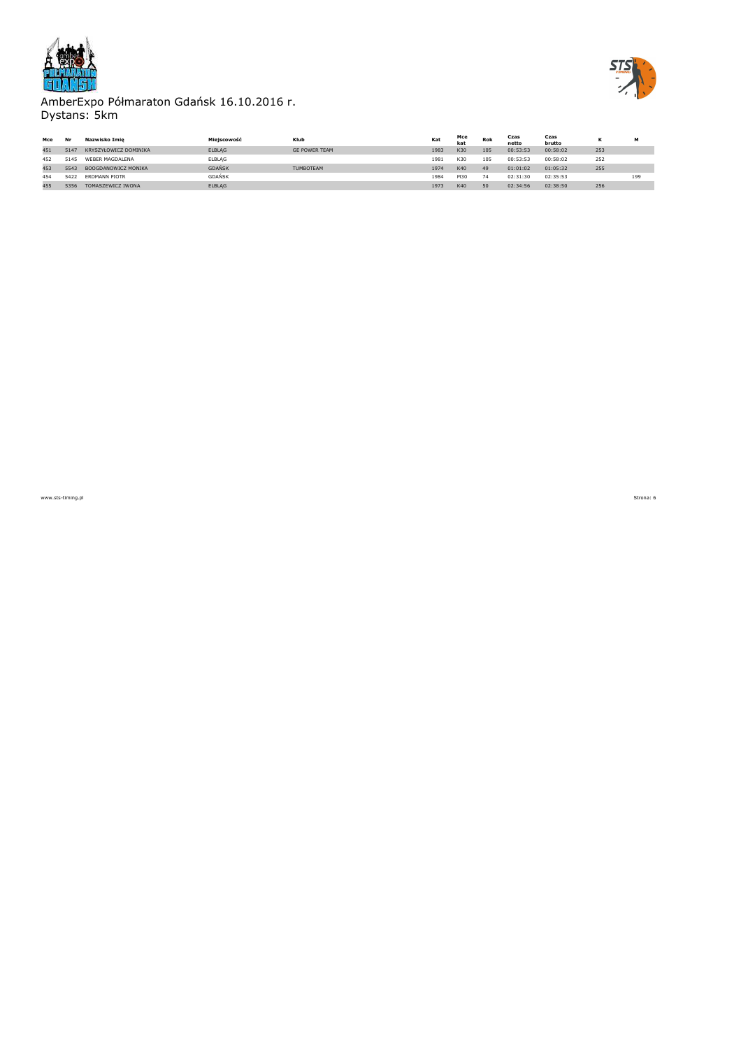# AmberExpo Półmaraton Gdańsk 16.10.2016 r.

Dystans: 5km

| Mce | Nr | Nazwisko Imię | Miejscowość | Klub | Kat | Mce kat | Rok | Czas netto | Czas brutto | K | M |
|---|---|---|---|---|---|---|---|---|---|---|---|
| 451 | 5147 | KRYSZYŁOWICZ DOMINIKA | ELBLĄG | GE POWER TEAM | 1983 | K30 | 105 | 00:53:53 | 00:58:02 | 253 | |
| 452 | 5145 | WEBER MAGDALENA | ELBLĄG | | 1981 | K30 | 105 | 00:53:53 | 00:58:02 | 252 | |
| 453 | 5543 | BOGDANOWICZ MONIKA | GDAŃSK | TUMBOTEAM | 1974 | K40 | 49 | 01:01:02 | 01:05:32 | 255 | |
| 454 | 5422 | ERDMANN PIOTR | GDAŃSK | | 1984 | M30 | 74 | 02:31:30 | 02:35:53 | | 199 |
| 455 | 5356 | TOMASZEWICZ IWONA | ELBLĄG | | 1973 | K40 | 50 | 02:34:56 | 02:38:50 | 256 | |

www.sts-timing.pl